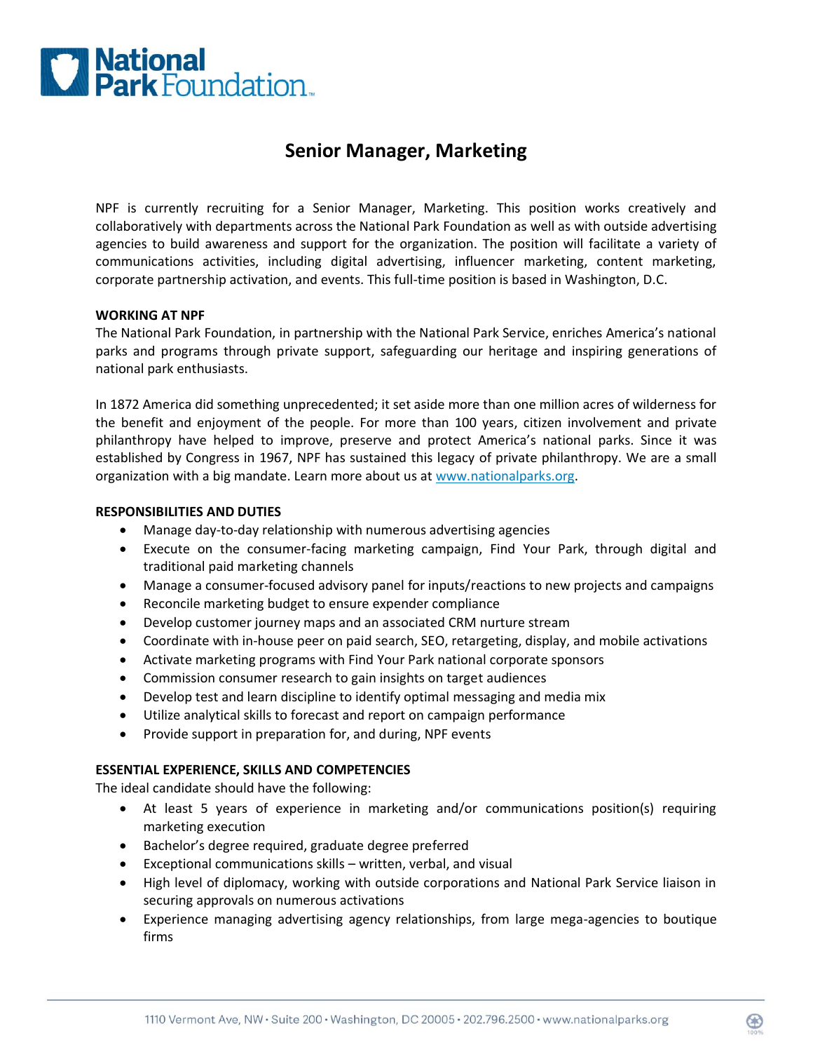# Senior Manager, Marketing

NPF is currently recruiting for a Senior Manager, Marketing. This position works creatively and collaboratively with departments across the National Park Foundation as well as with outside advertising agencies to build awareness and support for the organization. The position will facilitate a variety of communications activities, including digital advertising, influencer marketing, content marketing, corporate partnership activation, and events. This full-time position is based in Washington, D.C.

**WORKING AT NPF**

The National Park Foundation, in partnership with the National Park Service, enriches America's national parks and programs through private support, safeguarding our heritage and inspiring generations of national park enthusiasts.

In 1872 America did something unprecedented; it set aside more than one million acres of wilderness for the benefit and enjoyment of the people. For more than 100 years, citizen involvement and private philanthropy have helped to improve, preserve and protect America's national parks. Since it was established by Congress in 1967, NPF has sustained this legacy of private philanthropy. We are a small organization with a big mandate. Learn more about us at [www.nationalparks.org](www.nationalparks.org).

**RESPONSIBILITIES AND DUTIES**

- Manage day-to-day relationship with numerous advertising agencies
- Execute on the consumer-facing marketing campaign, Find Your Park, through digital and traditional paid marketing channels
- Manage a consumer-focused advisory panel for inputs/reactions to new projects and campaigns
- Reconcile marketing budget to ensure expender compliance
- Develop customer journey maps and an associated CRM nurture stream
- Coordinate with in-house peer on paid search, SEO, retargeting, display, and mobile activations
- Activate marketing programs with Find Your Park national corporate sponsors
- Commission consumer research to gain insights on target audiences
- Develop test and learn discipline to identify optimal messaging and media mix
- Utilize analytical skills to forecast and report on campaign performance
- Provide support in preparation for, and during, NPF events

**ESSENTIAL EXPERIENCE, SKILLS AND COMPETENCIES**

The ideal candidate should have the following:

- At least 5 years of experience in marketing and/or communications position(s) requiring marketing execution
- Bachelor's degree required, graduate degree preferred
- Exceptional communications skills – written, verbal, and visual
- High level of diplomacy, working with outside corporations and National Park Service liaison in securing approvals on numerous activations
- Experience managing advertising agency relationships, from large mega-agencies to boutique firms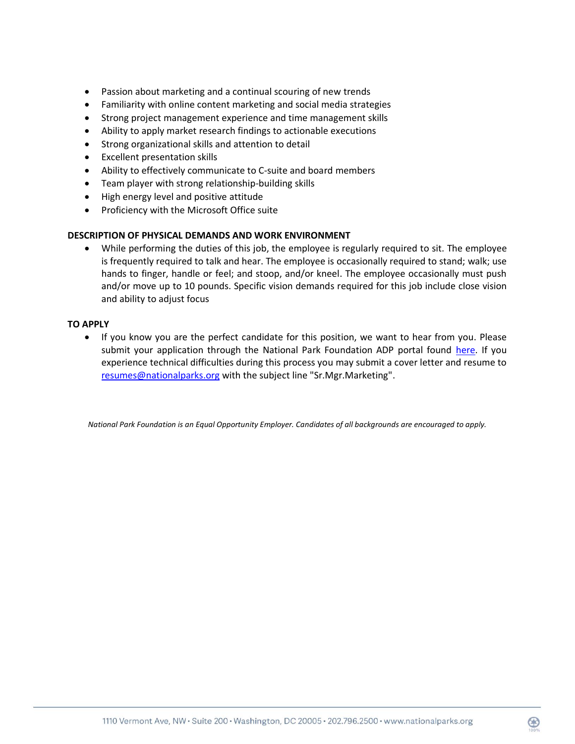- Passion about marketing and a continual scouring of new trends
- Familiarity with online content marketing and social media strategies
- Strong project management experience and time management skills
- Ability to apply market research findings to actionable executions
- Strong organizational skills and attention to detail
- Excellent presentation skills
- Ability to effectively communicate to C-suite and board members
- Team player with strong relationship-building skills
- High energy level and positive attitude
- Proficiency with the Microsoft Office suite

**DESCRIPTION OF PHYSICAL DEMANDS AND WORK ENVIRONMENT**

- While performing the duties of this job, the employee is regularly required to sit. The employee is frequently required to talk and hear. The employee is occasionally required to stand; walk; use hands to finger, handle or feel; and stoop, and/or kneel. The employee occasionally must push and/or move up to 10 pounds. Specific vision demands required for this job include close vision and ability to adjust focus

**TO APPLY**

- If you know you are the perfect candidate for this position, we want to hear from you. Please submit your application through the National Park Foundation ADP portal found here. If you experience technical difficulties during this process you may submit a cover letter and resume to resumes@nationalparks.org with the subject line "Sr.Mgr.Marketing".

*National Park Foundation is an Equal Opportunity Employer. Candidates of all backgrounds are encouraged to apply.*

1110 Vermont Ave, NW • Suite 200 • Washington, DC 20005 • 202.796.2500 • www.nationalparks.org